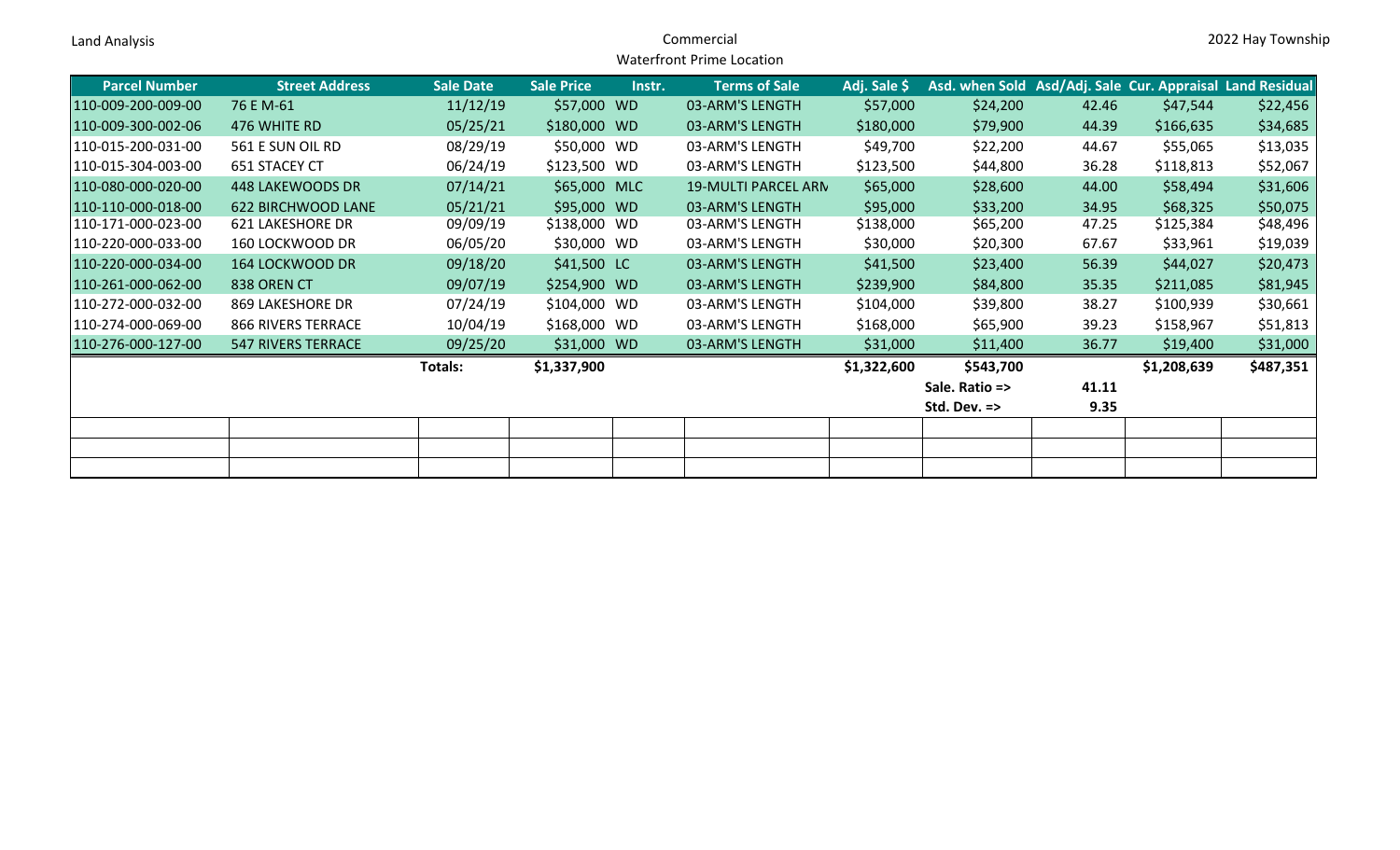Land Analysis

# Commercial

## Waterfront Prime Location

2022 Hay Township

| Parcel Number | Street Address | Sale Date | Sale Price | Instr. | Terms of Sale | Adj. Sale $ | Asd. when Sold | Asd/Adj. Sale | Cur. Appraisal | Land Residual |
|---|---|---|---|---|---|---|---|---|---|---|
| 110-009-200-009-00 | 76 E M-61 | 11/12/19 | $57,000 | WD | 03-ARM'S LENGTH | $57,000 | $24,200 | 42.46 | $47,544 | $22,456 |
| 110-009-300-002-06 | 476 WHITE RD | 05/25/21 | $180,000 | WD | 03-ARM'S LENGTH | $180,000 | $79,900 | 44.39 | $166,635 | $34,685 |
| 110-015-200-031-00 | 561 E SUN OIL RD | 08/29/19 | $50,000 | WD | 03-ARM'S LENGTH | $49,700 | $22,200 | 44.67 | $55,065 | $13,035 |
| 110-015-304-003-00 | 651 STACEY CT | 06/24/19 | $123,500 | WD | 03-ARM'S LENGTH | $123,500 | $44,800 | 36.28 | $118,813 | $52,067 |
| 110-080-000-020-00 | 448 LAKEWOODS DR | 07/14/21 | $65,000 | MLC | 19-MULTI PARCEL ARM | $65,000 | $28,600 | 44.00 | $58,494 | $31,606 |
| 110-110-000-018-00 | 622 BIRCHWOOD LANE | 05/21/21 | $95,000 | WD | 03-ARM'S LENGTH | $95,000 | $33,200 | 34.95 | $68,325 | $50,075 |
| 110-171-000-023-00 | 621 LAKESHORE DR | 09/09/19 | $138,000 | WD | 03-ARM'S LENGTH | $138,000 | $65,200 | 47.25 | $125,384 | $48,496 |
| 110-220-000-033-00 | 160 LOCKWOOD DR | 06/05/20 | $30,000 | WD | 03-ARM'S LENGTH | $30,000 | $20,300 | 67.67 | $33,961 | $19,039 |
| 110-220-000-034-00 | 164 LOCKWOOD DR | 09/18/20 | $41,500 | LC | 03-ARM'S LENGTH | $41,500 | $23,400 | 56.39 | $44,027 | $20,473 |
| 110-261-000-062-00 | 838 OREN CT | 09/07/19 | $254,900 | WD | 03-ARM'S LENGTH | $239,900 | $84,800 | 35.35 | $211,085 | $81,945 |
| 110-272-000-032-00 | 869 LAKESHORE DR | 07/24/19 | $104,000 | WD | 03-ARM'S LENGTH | $104,000 | $39,800 | 38.27 | $100,939 | $30,661 |
| 110-274-000-069-00 | 866 RIVERS TERRACE | 10/04/19 | $168,000 | WD | 03-ARM'S LENGTH | $168,000 | $65,900 | 39.23 | $158,967 | $51,813 |
| 110-276-000-127-00 | 547 RIVERS TERRACE | 09/25/20 | $31,000 | WD | 03-ARM'S LENGTH | $31,000 | $11,400 | 36.77 | $19,400 | $31,000 |
| | | **Totals:** | **$1,337,900** | | | **$1,322,600** | **$543,700** | | **$1,208,639** | **$487,351** |
| | | | | | | | **Sale. Ratio =>** | **41.11** | | |
| | | | | | | | **Std. Dev. =>** | **9.35** | | |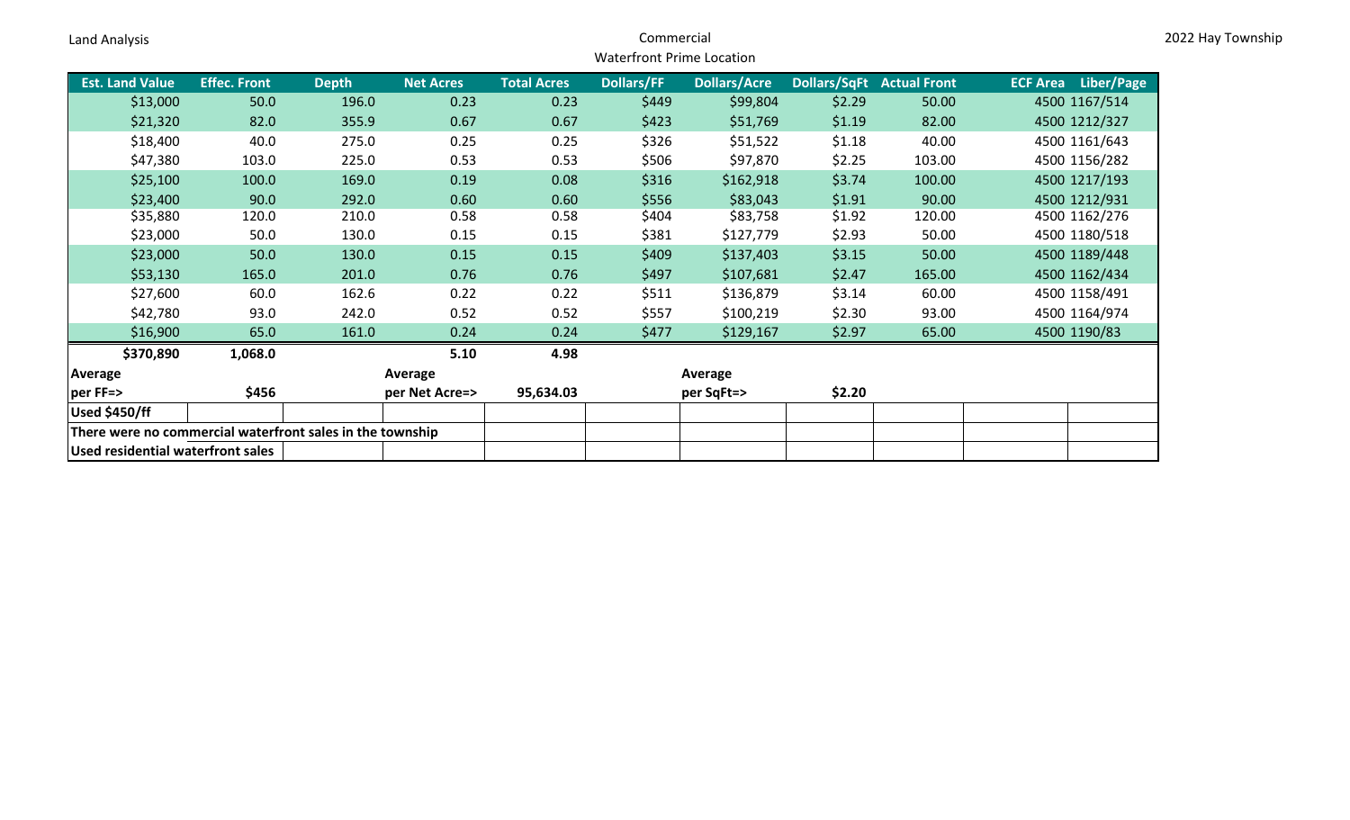Land Analysis

Commercial

Waterfront Prime Location

2022 Hay Township

| Est. Land Value | Effec. Front | Depth | Net Acres | Total Acres | Dollars/FF | Dollars/Acre | Dollars/SqFt | Actual Front | ECF Area | Liber/Page |
|---|---|---|---|---|---|---|---|---|---|---|
| $13,000 | 50.0 | 196.0 | 0.23 | 0.23 | $449 | $99,804 | $2.29 | 50.00 | 4500 | 1167/514 |
| $21,320 | 82.0 | 355.9 | 0.67 | 0.67 | $423 | $51,769 | $1.19 | 82.00 | 4500 | 1212/327 |
| $18,400 | 40.0 | 275.0 | 0.25 | 0.25 | $326 | $51,522 | $1.18 | 40.00 | 4500 | 1161/643 |
| $47,380 | 103.0 | 225.0 | 0.53 | 0.53 | $506 | $97,870 | $2.25 | 103.00 | 4500 | 1156/282 |
| $25,100 | 100.0 | 169.0 | 0.19 | 0.08 | $316 | $162,918 | $3.74 | 100.00 | 4500 | 1217/193 |
| $23,400 | 90.0 | 292.0 | 0.60 | 0.60 | $556 | $83,043 | $1.91 | 90.00 | 4500 | 1212/931 |
| $35,880 | 120.0 | 210.0 | 0.58 | 0.58 | $404 | $83,758 | $1.92 | 120.00 | 4500 | 1162/276 |
| $23,000 | 50.0 | 130.0 | 0.15 | 0.15 | $381 | $127,779 | $2.93 | 50.00 | 4500 | 1180/518 |
| $23,000 | 50.0 | 130.0 | 0.15 | 0.15 | $409 | $137,403 | $3.15 | 50.00 | 4500 | 1189/448 |
| $53,130 | 165.0 | 201.0 | 0.76 | 0.76 | $497 | $107,681 | $2.47 | 165.00 | 4500 | 1162/434 |
| $27,600 | 60.0 | 162.6 | 0.22 | 0.22 | $511 | $136,879 | $3.14 | 60.00 | 4500 | 1158/491 |
| $42,780 | 93.0 | 242.0 | 0.52 | 0.52 | $557 | $100,219 | $2.30 | 93.00 | 4500 | 1164/974 |
| $16,900 | 65.0 | 161.0 | 0.24 | 0.24 | $477 | $129,167 | $2.97 | 65.00 | 4500 | 1190/83 |
| **$370,890** | **1,068.0** | | **5.10** | **4.98** | | | | | | |
| **Average** | | | **Average** | | | **Average** | | | | |
| **per FF=>** | **$456** | | **per Net Acre=>** | **95,634.03** | | **per SqFt=>** | **$2.20** | | | |
| **Used $450/ff** | | | | | | | | | | |
| **There were no commercial waterfront sales in the township** | | | | | | | | | | |
| **Used residential waterfront sales** | | | | | | | | | | |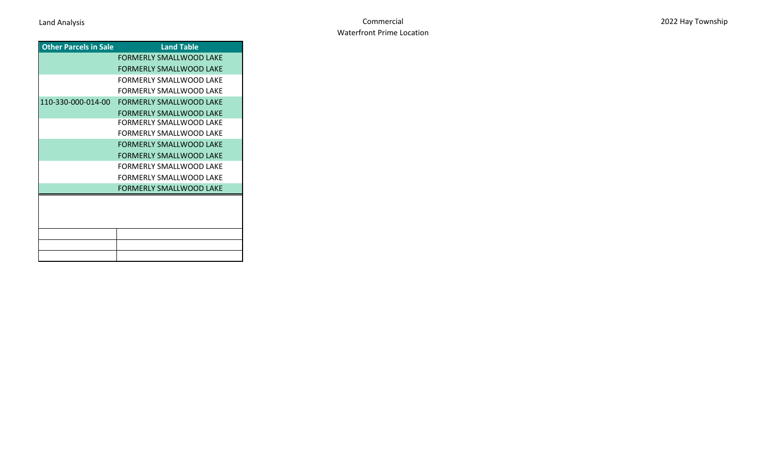Land Analysis

Commercial
Waterfront Prime Location

2022 Hay Township

| Other Parcels in Sale | Land Table |
|---|---|
| | FORMERLY SMALLWOOD LAKE |
| | FORMERLY SMALLWOOD LAKE |
| | FORMERLY SMALLWOOD LAKE |
| | FORMERLY SMALLWOOD LAKE |
| 110-330-000-014-00 | FORMERLY SMALLWOOD LAKE |
| | FORMERLY SMALLWOOD LAKE |
| | FORMERLY SMALLWOOD LAKE |
| | FORMERLY SMALLWOOD LAKE |
| | FORMERLY SMALLWOOD LAKE |
| | FORMERLY SMALLWOOD LAKE |
| | FORMERLY SMALLWOOD LAKE |
| | FORMERLY SMALLWOOD LAKE |
| | FORMERLY SMALLWOOD LAKE |